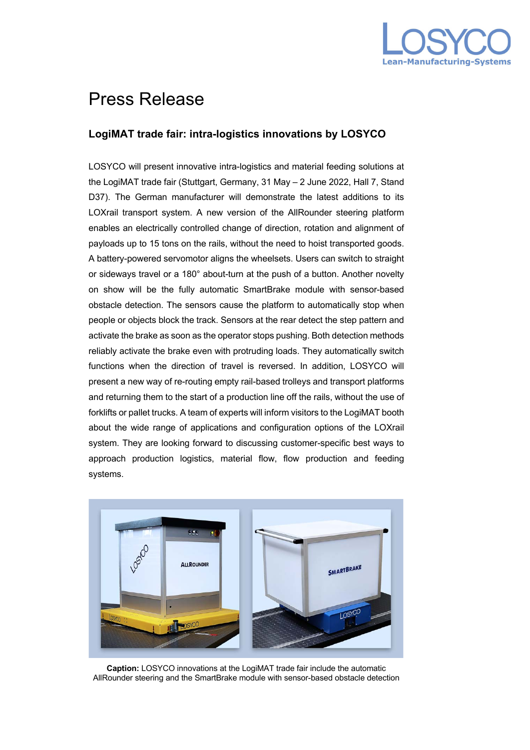# Press Release

### LogiMAT trade fair: intra-logistics innovations by LOSYCO

LOSYCO will present innovative intra-logistics and material feeding solutions at the LogiMAT trade fair (Stuttgart, Germany, 31 May – 2 June 2022, Hall 7, Stand D37). The German manufacturer will demonstrate the latest additions to its LOXrail transport system. A new version of the AllRounder steering platform enables an electrically controlled change of direction, rotation and alignment of payloads up to 15 tons on the rails, without the need to hoist transported goods. A battery-powered servomotor aligns the wheelsets. Users can switch to straight or sideways travel or a 180° about-turn at the push of a button. Another novelty on show will be the fully automatic SmartBrake module with sensor-based obstacle detection. The sensors cause the platform to automatically stop when people or objects block the track. Sensors at the rear detect the step pattern and activate the brake as soon as the operator stops pushing. Both detection methods reliably activate the brake even with protruding loads. They automatically switch functions when the direction of travel is reversed. In addition, LOSYCO will present a new way of re-routing empty rail-based trolleys and transport platforms and returning them to the start of a production line off the rails, without the use of forklifts or pallet trucks. A team of experts will inform visitors to the LogiMAT booth about the wide range of applications and configuration options of the LOXrail system. They are looking forward to discussing customer-specific best ways to approach production logistics, material flow, flow production and feeding systems.

**Caption:** LOSYCO innovations at the LogiMAT trade fair include the automatic AllRounder steering and the SmartBrake module with sensor-based obstacle detection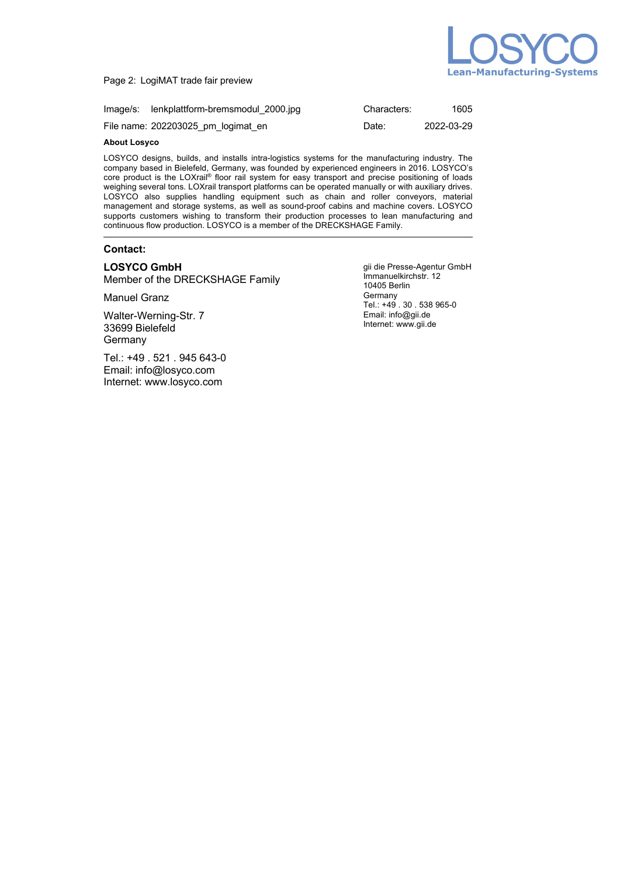Page 2: LogiMAT trade fair preview

| | | | |
|---|---|---|---|
| Image/s: lenkplattform-bremsmodul_2000.jpg | | Characters: | 1605 |
| File name: 202203025_pm_logimat_en | | Date: | 2022-03-29 |

**About Losyco**

LOSYCO designs, builds, and installs intra-logistics systems for the manufacturing industry. The company based in Bielefeld, Germany, was founded by experienced engineers in 2016. LOSYCO's core product is the LOXrail® floor rail system for easy transport and precise positioning of loads weighing several tons. LOXrail transport platforms can be operated manually or with auxiliary drives. LOSYCO also supplies handling equipment such as chain and roller conveyors, material management and storage systems, as well as sound-proof cabins and machine covers. LOSYCO supports customers wishing to transform their production processes to lean manufacturing and continuous flow production. LOSYCO is a member of the DRECKSHAGE Family.

---

**Contact:**

**LOSYCO GmbH**
Member of the DRECKSHAGE Family

Manuel Granz

Walter-Werning-Str. 7
33699 Bielefeld
Germany

Tel.: +49 . 521 . 945 643-0
Email: info@losyco.com
Internet: www.losyco.com

gii die Presse-Agentur GmbH
Immanuelkirchstr. 12
10405 Berlin
Germany
Tel.: +49 . 30 . 538 965-0
Email: info@gii.de
Internet: www.gii.de